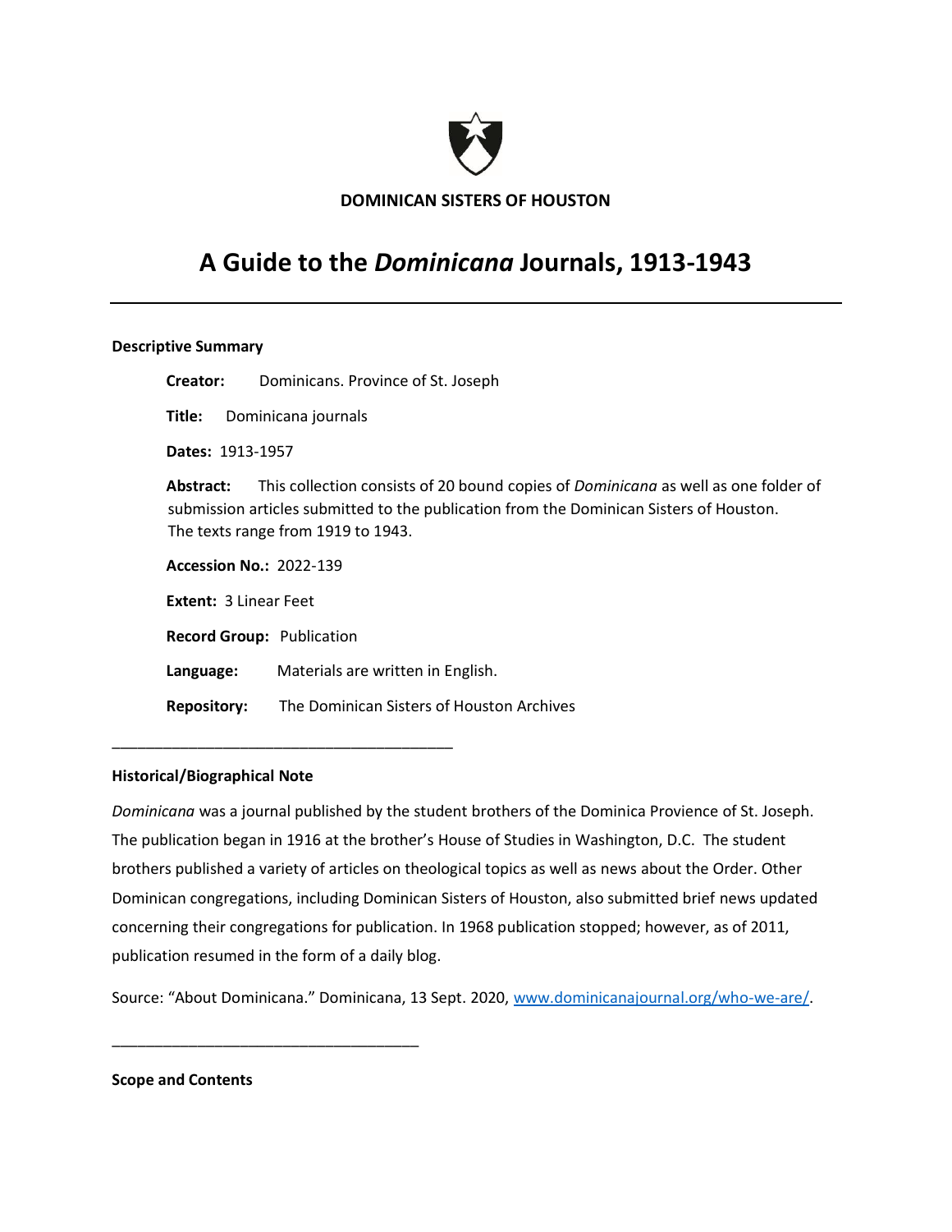**DOMINICAN SISTERS OF HOUSTON**

# A Guide to the *Dominicana* Journals, 1913-1943

---

### Descriptive Summary

**Creator:** Dominicans. Province of St. Joseph

**Title:** Dominicana journals

**Dates:** 1913-1957

**Abstract:** This collection consists of 20 bound copies of *Dominicana* as well as one folder of submission articles submitted to the publication from the Dominican Sisters of Houston. The texts range from 1919 to 1943.

**Accession No.:** 2022-139

**Extent:** 3 Linear Feet

**Record Group:** Publication

**Language:** Materials are written in English.

**Repository:** The Dominican Sisters of Houston Archives

---

### Historical/Biographical Note

*Dominicana* was a journal published by the student brothers of the Dominica Provience of St. Joseph. The publication began in 1916 at the brother's House of Studies in Washington, D.C. The student brothers published a variety of articles on theological topics as well as news about the Order. Other Dominican congregations, including Dominican Sisters of Houston, also submitted brief news updated concerning their congregations for publication. In 1968 publication stopped; however, as of 2011, publication resumed in the form of a daily blog.

Source: "About Dominicana." Dominicana, 13 Sept. 2020, www.dominicanajournal.org/who-we-are/.

---

### Scope and Contents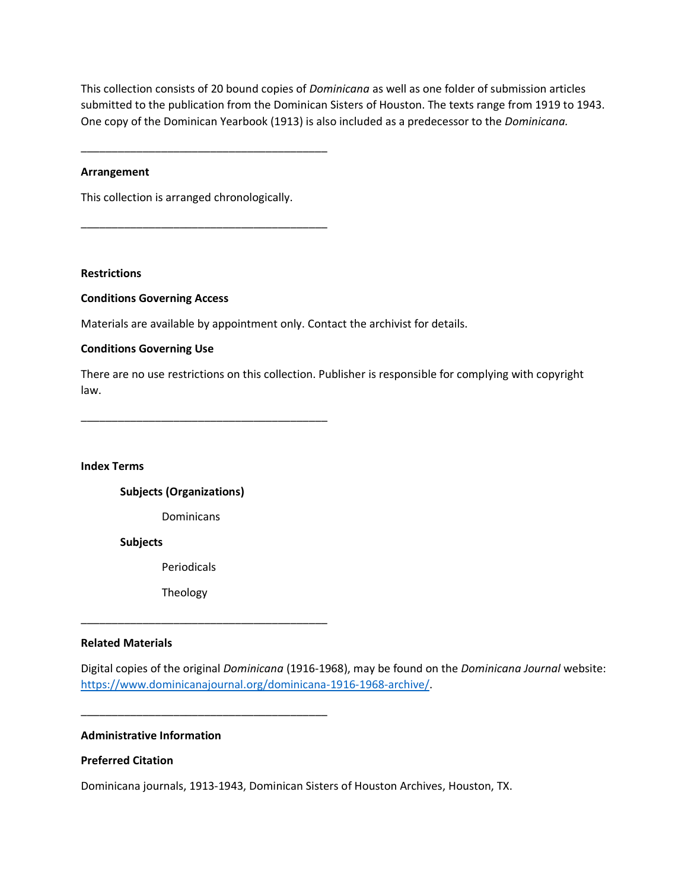This collection consists of 20 bound copies of *Dominicana* as well as one folder of submission articles submitted to the publication from the Dominican Sisters of Houston. The texts range from 1919 to 1943. One copy of the Dominican Yearbook (1913) is also included as a predecessor to the *Dominicana.*

---

**Arrangement**

This collection is arranged chronologically.

---

**Restrictions**

**Conditions Governing Access**

Materials are available by appointment only. Contact the archivist for details.

**Conditions Governing Use**

There are no use restrictions on this collection. Publisher is responsible for complying with copyright law.

---

**Index Terms**

**Subjects (Organizations)**

Dominicans

**Subjects**

Periodicals

Theology

---

**Related Materials**

Digital copies of the original *Dominicana* (1916-1968), may be found on the *Dominicana Journal* website: https://www.dominicanajournal.org/dominicana-1916-1968-archive/.

---

**Administrative Information**

**Preferred Citation**

Dominicana journals, 1913-1943, Dominican Sisters of Houston Archives, Houston, TX.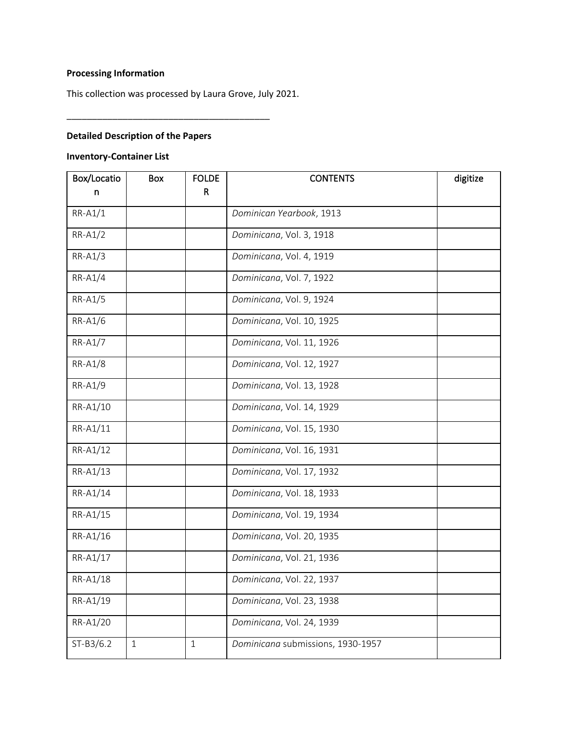**Processing Information**

This collection was processed by Laura Grove, July 2021.

_________________________________________

**Detailed Description of the Papers**

**Inventory-Container List**

| Box/Location | Box | FOLDER | CONTENTS | digitize |
|---|---|---|---|---|
| RR-A1/1 | | | *Dominican Yearbook*, 1913 | |
| RR-A1/2 | | | *Dominicana*, Vol. 3, 1918 | |
| RR-A1/3 | | | *Dominicana*, Vol. 4, 1919 | |
| RR-A1/4 | | | *Dominicana*, Vol. 7, 1922 | |
| RR-A1/5 | | | *Dominicana*, Vol. 9, 1924 | |
| RR-A1/6 | | | *Dominicana*, Vol. 10, 1925 | |
| RR-A1/7 | | | *Dominicana*, Vol. 11, 1926 | |
| RR-A1/8 | | | *Dominicana*, Vol. 12, 1927 | |
| RR-A1/9 | | | *Dominicana*, Vol. 13, 1928 | |
| RR-A1/10 | | | *Dominicana*, Vol. 14, 1929 | |
| RR-A1/11 | | | *Dominicana*, Vol. 15, 1930 | |
| RR-A1/12 | | | *Dominicana*, Vol. 16, 1931 | |
| RR-A1/13 | | | *Dominicana*, Vol. 17, 1932 | |
| RR-A1/14 | | | *Dominicana*, Vol. 18, 1933 | |
| RR-A1/15 | | | *Dominicana*, Vol. 19, 1934 | |
| RR-A1/16 | | | *Dominicana*, Vol. 20, 1935 | |
| RR-A1/17 | | | *Dominicana*, Vol. 21, 1936 | |
| RR-A1/18 | | | *Dominicana*, Vol. 22, 1937 | |
| RR-A1/19 | | | *Dominicana*, Vol. 23, 1938 | |
| RR-A1/20 | | | *Dominicana*, Vol. 24, 1939 | |
| ST-B3/6.2 | 1 | 1 | *Dominicana* submissions, 1930-1957 | |